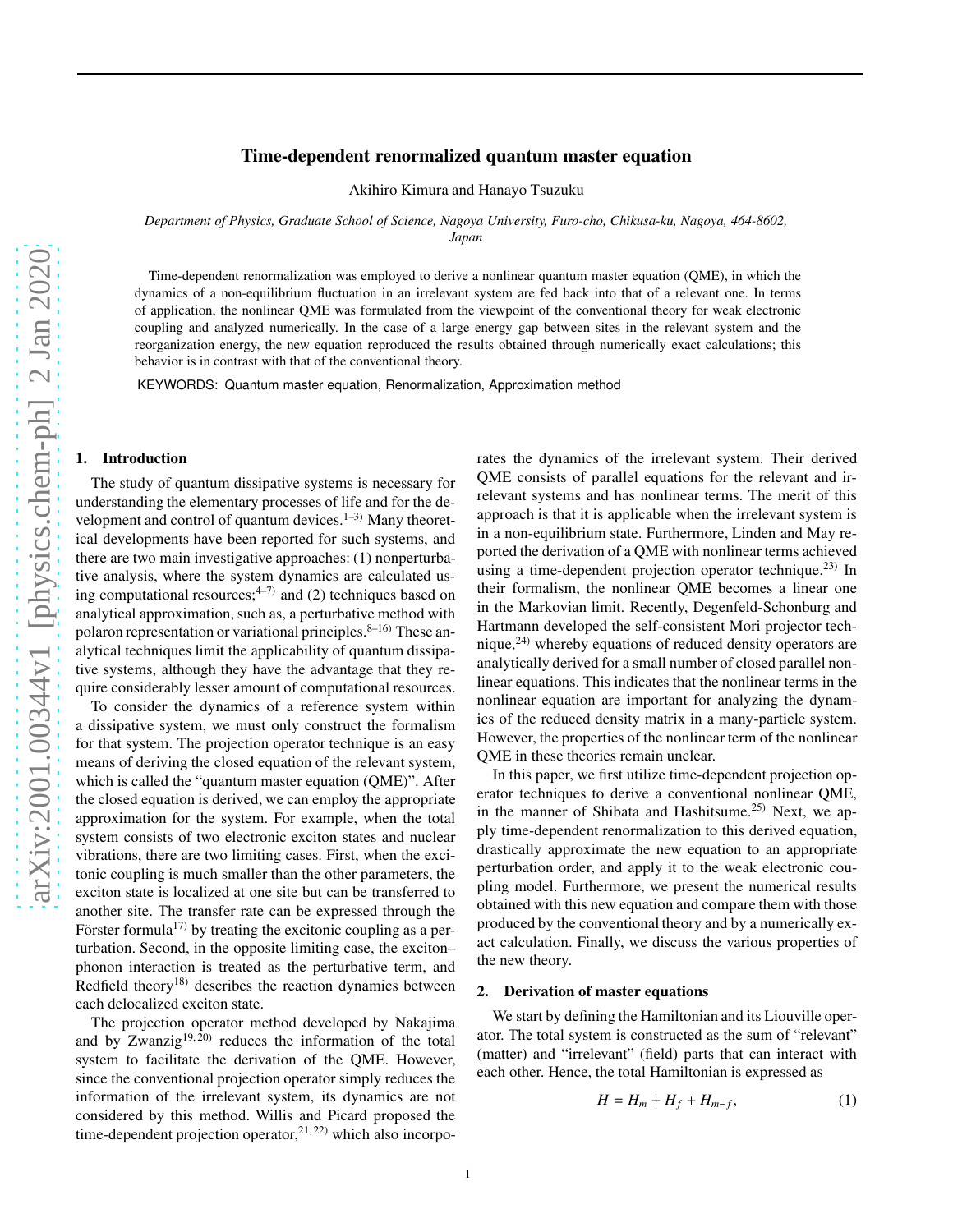# Time-dependent renormalized quantum master equation

Akihiro Kimura and Hanayo Tsuzuku

*Department of Physics, Graduate School of Science, Nagoya University, Furo-cho, Chikusa-ku, Nagoya, 464-8602, Japan*

Time-dependent renormalization was employed to derive a nonlinear quantum master equation (QME), in which the dynamics of a non-equilibrium fluctuation in an irrelevant system are fed back into that of a relevant one. In terms of application, the nonlinear QME was formulated from the viewpoint of the conventional theory for weak electronic coupling and analyzed numerically. In the case of a large energy gap between sites in the relevant system and the reorganization energy, the new equation reproduced the results obtained through numerically exact calculations; this behavior is in contrast with that of the conventional theory.

KEYWORDS: Quantum master equation, Renormalization, Approximation method

## 1. Introduction

The study of quantum dissipative systems is necessary for understanding the elementary processes of life and for the development and control of quantum devices.[1–3] Many theoretical developments have been reported for such systems, and there are two main investigative approaches: (1) nonperturbative analysis, where the system dynamics are calculated using computational resources;[4–7] and (2) techniques based on analytical approximation, such as, a perturbative method with polaron representation or variational principles.[8–16] These analytical techniques limit the applicability of quantum dissipative systems, although they have the advantage that they require considerably lesser amount of computational resources.

To consider the dynamics of a reference system within a dissipative system, we must only construct the formalism for that system. The projection operator technique is an easy means of deriving the closed equation of the relevant system, which is called the "quantum master equation (QME)". After the closed equation is derived, we can employ the appropriate approximation for the system. For example, when the total system consists of two electronic exciton states and nuclear vibrations, there are two limiting cases. First, when the excitonic coupling is much smaller than the other parameters, the exciton state is localized at one site but can be transferred to another site. The transfer rate can be expressed through the Förster formula[17] by treating the excitonic coupling as a perturbation. Second, in the opposite limiting case, the exciton–phonon interaction is treated as the perturbative term, and Redfield theory[18] describes the reaction dynamics between each delocalized exciton state.

The projection operator method developed by Nakajima and by Zwanzig[19,20] reduces the information of the total system to facilitate the derivation of the QME. However, since the conventional projection operator simply reduces the information of the irrelevant system, its dynamics are not considered by this method. Willis and Picard proposed the time-dependent projection operator,[21,22] which also incorporates the dynamics of the irrelevant system. Their derived QME consists of parallel equations for the relevant and irrelevant systems and has nonlinear terms. The merit of this approach is that it is applicable when the irrelevant system is in a non-equilibrium state. Furthermore, Linden and May reported the derivation of a QME with nonlinear terms achieved using a time-dependent projection operator technique.[23] In their formalism, the nonlinear QME becomes a linear one in the Markovian limit. Recently, Degenfeld-Schonburg and Hartmann developed the self-consistent Mori projector technique,[24] whereby equations of reduced density operators are analytically derived for a small number of closed parallel nonlinear equations. This indicates that the nonlinear terms in the nonlinear equation are important for analyzing the dynamics of the reduced density matrix in a many-particle system. However, the properties of the nonlinear term of the nonlinear QME in these theories remain unclear.

In this paper, we first utilize time-dependent projection operator techniques to derive a conventional nonlinear QME, in the manner of Shibata and Hashitsume.[25] Next, we apply time-dependent renormalization to this derived equation, drastically approximate the new equation to an appropriate perturbation order, and apply it to the weak electronic coupling model. Furthermore, we present the numerical results obtained with this new equation and compare them with those produced by the conventional theory and by a numerically exact calculation. Finally, we discuss the various properties of the new theory.

## 2. Derivation of master equations

We start by defining the Hamiltonian and its Liouville operator. The total system is constructed as the sum of "relevant" (matter) and "irrelevant" (field) parts that can interact with each other. Hence, the total Hamiltonian is expressed as

$$H = H_m + H_f + H_{m-f}, \tag{1}$$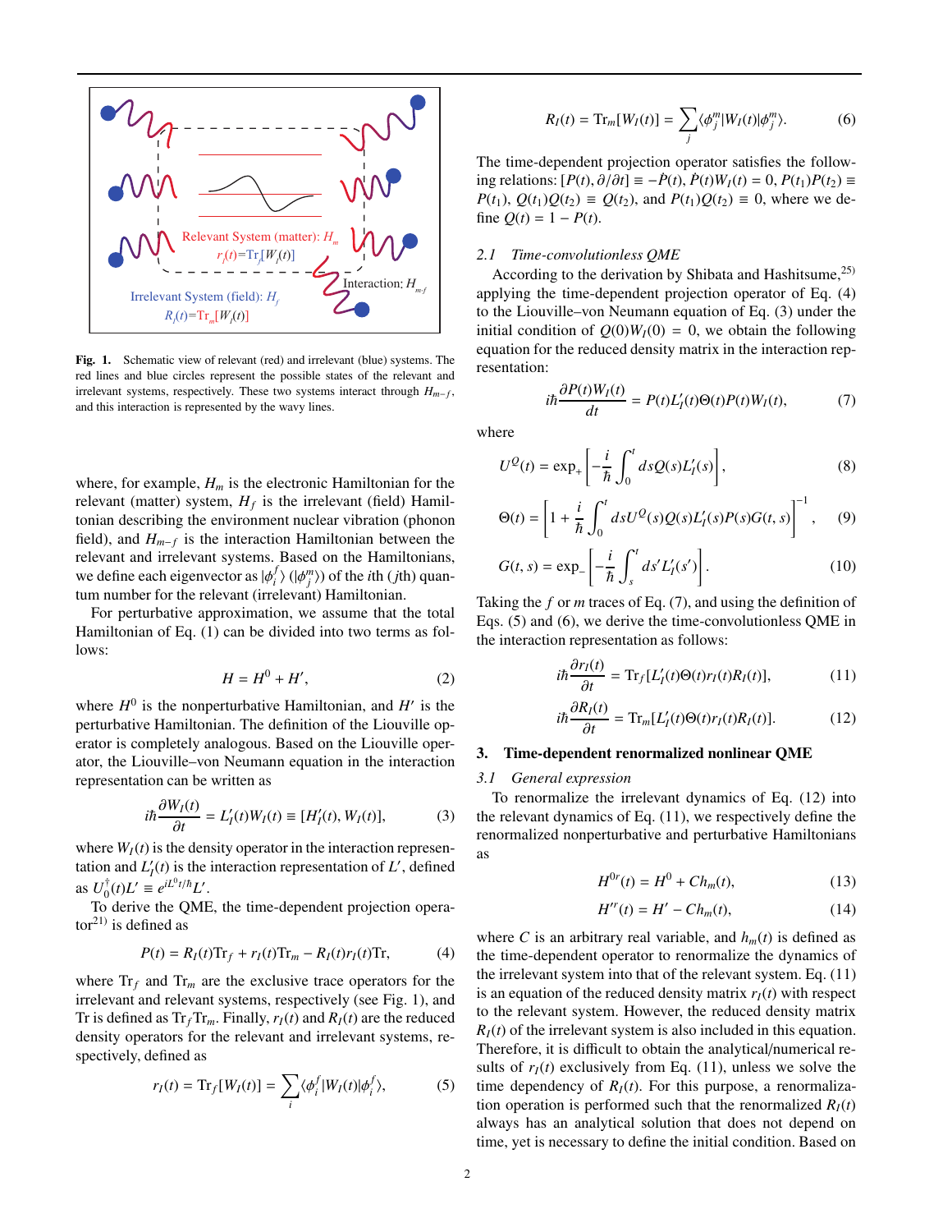**Fig. 1.** Schematic view of relevant (red) and irrelevant (blue) systems. The red lines and blue circles represent the possible states of the relevant and irrelevant systems, respectively. These two systems interact through $H_{m-f}$, and this interaction is represented by the wavy lines.

where, for example, $H_m$ is the electronic Hamiltonian for the relevant (matter) system, $H_f$ is the irrelevant (field) Hamiltonian describing the environment nuclear vibration (phonon field), and $H_{m-f}$ is the interaction Hamiltonian between the relevant and irrelevant systems. Based on the Hamiltonians, we define each eigenvector as $|\phi_i^f\rangle$ ($|\phi_j^m\rangle$) of the $i$th ($j$th) quantum number for the relevant (irrelevant) Hamiltonian.

For perturbative approximation, we assume that the total Hamiltonian of Eq. (1) can be divided into two terms as follows:

$$H = H^0 + H', \tag{2}$$

where $H^0$ is the nonperturbative Hamiltonian, and $H'$ is the perturbative Hamiltonian. The definition of the Liouville operator is completely analogous. Based on the Liouville operator, the Liouville–von Neumann equation in the interaction representation can be written as

$$i\hbar\frac{\partial W_I(t)}{\partial t} = L_I'(t)W_I(t) \equiv [H_I'(t), W_I(t)], \tag{3}$$

where $W_I(t)$ is the density operator in the interaction representation and $L_I'(t)$ is the interaction representation of $L'$, defined as $U_0^\dagger(t)L' \equiv e^{iL^0t/\hbar}L'$.

To derive the QME, the time-dependent projection operator[21] is defined as

$$P(t) = R_I(t)\mathrm{Tr}_f + r_I(t)\mathrm{Tr}_m - R_I(t)r_I(t)\mathrm{Tr}, \tag{4}$$

where $\mathrm{Tr}_f$ and $\mathrm{Tr}_m$ are the exclusive trace operators for the irrelevant and relevant systems, respectively (see Fig. 1), and Tr is defined as $\mathrm{Tr}_f\mathrm{Tr}_m$. Finally, $r_I(t)$ and $R_I(t)$ are the reduced density operators for the relevant and irrelevant systems, respectively, defined as

$$r_I(t) = \mathrm{Tr}_f[W_I(t)] = \sum_i \langle\phi_i^f|W_I(t)|\phi_i^f\rangle, \tag{5}$$

$$R_I(t) = \mathrm{Tr}_m[W_I(t)] = \sum_j \langle\phi_j^m|W_I(t)|\phi_j^m\rangle. \tag{6}$$

The time-dependent projection operator satisfies the following relations: $[P(t), \partial/\partial t] \equiv -\dot{P}(t)$, $\dot{P}(t)W_I(t) = 0$, $P(t_1)P(t_2) \equiv P(t_1)$, $Q(t_1)Q(t_2) \equiv Q(t_2)$, and $P(t_1)Q(t_2) \equiv 0$, where we define $Q(t) = 1 - P(t)$.

### 2.1 Time-convolutionless QME

According to the derivation by Shibata and Hashitsume,[25] applying the time-dependent projection operator of Eq. (4) to the Liouville–von Neumann equation of Eq. (3) under the initial condition of $Q(0)W_I(0) = 0$, we obtain the following equation for the reduced density matrix in the interaction representation:

$$i\hbar\frac{\partial P(t)W_I(t)}{dt} = P(t)L_I'(t)\Theta(t)P(t)W_I(t), \tag{7}$$

where

$$U^Q(t) = \exp_+\left[-\frac{i}{\hbar}\int_0^t dsQ(s)L_I'(s)\right], \tag{8}$$

$$\Theta(t) = \left[1 + \frac{i}{\hbar}\int_0^t dsU^Q(s)Q(s)L_I'(s)P(s)G(t,s)\right]^{-1}, \tag{9}$$

$$G(t,s) = \exp_-\left[-\frac{i}{\hbar}\int_s^t ds'L_I'(s')\right]. \tag{10}$$

Taking the $f$ or $m$ traces of Eq. (7), and using the definition of Eqs. (5) and (6), we derive the time-convolutionless QME in the interaction representation as follows:

$$i\hbar\frac{\partial r_I(t)}{\partial t} = \mathrm{Tr}_f[L_I'(t)\Theta(t)r_I(t)R_I(t)], \tag{11}$$

$$i\hbar\frac{\partial R_I(t)}{\partial t} = \mathrm{Tr}_m[L_I'(t)\Theta(t)r_I(t)R_I(t)]. \tag{12}$$

## 3. Time-dependent renormalized nonlinear QME

### 3.1 General expression

To renormalize the irrelevant dynamics of Eq. (12) into the relevant dynamics of Eq. (11), we respectively define the renormalized nonperturbative and perturbative Hamiltonians as

$$H^{0r}(t) = H^0 + Ch_m(t), \tag{13}$$

$$H^{'r}(t) = H' - Ch_m(t), \tag{14}$$

where $C$ is an arbitrary real variable, and $h_m(t)$ is defined as the time-dependent operator to renormalize the dynamics of the irrelevant system into that of the relevant system. Eq. (11) is an equation of the reduced density matrix $r_I(t)$ with respect to the relevant system. However, the reduced density matrix $R_I(t)$ of the irrelevant system is also included in this equation. Therefore, it is difficult to obtain the analytical/numerical results of $r_I(t)$ exclusively from Eq. (11), unless we solve the time dependency of $R_I(t)$. For this purpose, a renormalization operation is performed such that the renormalized $R_I(t)$ always has an analytical solution that does not depend on time, yet is necessary to define the initial condition. Based on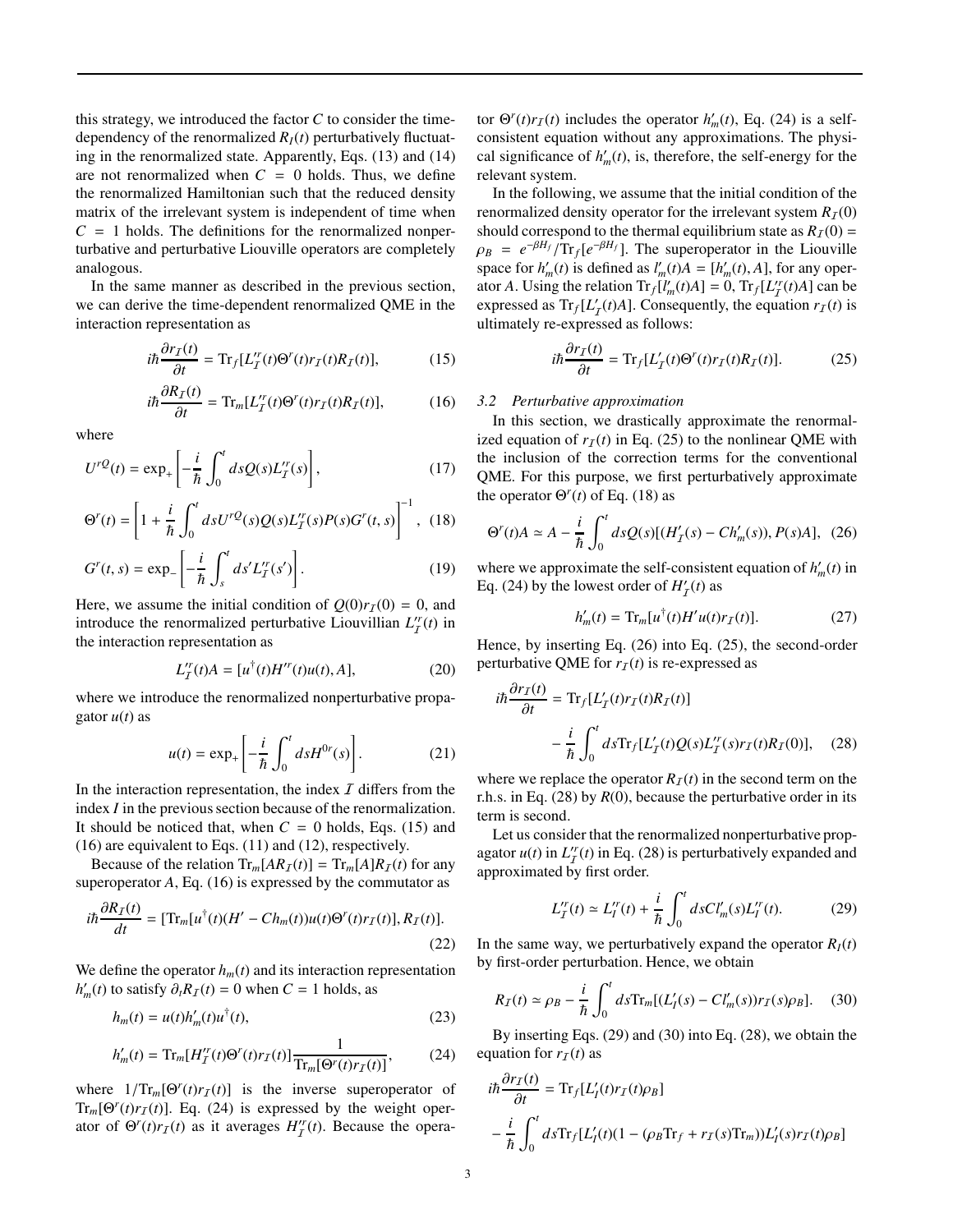this strategy, we introduced the factor $C$ to consider the time-dependency of the renormalized $R_I(t)$ perturbatively fluctuating in the renormalized state. Apparently, Eqs. (13) and (14) are not renormalized when $C = 0$ holds. Thus, we define the renormalized Hamiltonian such that the reduced density matrix of the irrelevant system is independent of time when $C = 1$ holds. The definitions for the renormalized nonperturbative and perturbative Liouville operators are completely analogous.

In the same manner as described in the previous section, we can derive the time-dependent renormalized QME in the interaction representation as

$$i\hbar\frac{\partial r_{\mathcal{I}}(t)}{\partial t} = \mathrm{Tr}_f[L_{\mathcal{I}}^{\prime r}(t)\Theta^r(t)r_{\mathcal{I}}(t)R_{\mathcal{I}}(t)], \tag{15}$$

$$i\hbar\frac{\partial R_{\mathcal{I}}(t)}{\partial t} = \mathrm{Tr}_m[L_{\mathcal{I}}^{\prime r}(t)\Theta^r(t)r_{\mathcal{I}}(t)R_{\mathcal{I}}(t)], \tag{16}$$

where

$$U^{rQ}(t) = \exp_+\left[-\frac{i}{\hbar}\int_0^t ds Q(s)L_{\mathcal{I}}^{\prime r}(s)\right], \tag{17}$$

$$\Theta^r(t) = \left[1 + \frac{i}{\hbar}\int_0^t ds U^{rQ}(s)Q(s)L_{\mathcal{I}}^{\prime r}(s)P(s)G^r(t,s)\right]^{-1}, \tag{18}$$

$$G^r(t,s) = \exp_-\left[-\frac{i}{\hbar}\int_s^t ds' L_{\mathcal{I}}^{\prime r}(s')\right]. \tag{19}$$

Here, we assume the initial condition of $Q(0)r_{\mathcal{I}}(0) = 0$, and introduce the renormalized perturbative Liouvillian $L_{\mathcal{I}}^{\prime r}(t)$ in the interaction representation as

$$L_{\mathcal{I}}^{\prime r}(t)A = [u^\dagger(t)H^{\prime r}(t)u(t), A], \tag{20}$$

where we introduce the renormalized nonperturbative propagator $u(t)$ as

$$u(t) = \exp_+\left[-\frac{i}{\hbar}\int_0^t ds H^{0r}(s)\right]. \tag{21}$$

In the interaction representation, the index $\mathcal{I}$ differs from the index $I$ in the previous section because of the renormalization. It should be noticed that, when $C = 0$ holds, Eqs. (15) and (16) are equivalent to Eqs. (11) and (12), respectively.

Because of the relation $\mathrm{Tr}_m[AR_{\mathcal{I}}(t)] = \mathrm{Tr}_m[A]R_{\mathcal{I}}(t)$ for any superoperator $A$, Eq. (16) is expressed by the commutator as

$$i\hbar\frac{\partial R_{\mathcal{I}}(t)}{dt} = [\mathrm{Tr}_m[u^\dagger(t)(H' - Ch_m(t))u(t)\Theta^r(t)r_{\mathcal{I}}(t)], R_{\mathcal{I}}(t)]. \tag{22}$$

We define the operator $h_m(t)$ and its interaction representation $h_m'(t)$ to satisfy $\partial_t R_{\mathcal{I}}(t) = 0$ when $C = 1$ holds, as

$$h_m(t) = u(t)h_m'(t)u^\dagger(t), \tag{23}$$

$$h_m'(t) = \mathrm{Tr}_m[H_{\mathcal{I}}^{\prime r}(t)\Theta^r(t)r_{\mathcal{I}}(t)]\frac{1}{\mathrm{Tr}_m[\Theta^r(t)r_{\mathcal{I}}(t)]}, \tag{24}$$

where $1/\mathrm{Tr}_m[\Theta^r(t)r_{\mathcal{I}}(t)]$ is the inverse superoperator of $\mathrm{Tr}_m[\Theta^r(t)r_{\mathcal{I}}(t)]$. Eq. (24) is expressed by the weight operator of $\Theta^r(t)r_{\mathcal{I}}(t)$ as it averages $H_{\mathcal{I}}^{\prime r}(t)$. Because the operator $\Theta^r(t)r_{\mathcal{I}}(t)$ includes the operator $h_m'(t)$, Eq. (24) is a self-consistent equation without any approximations. The physical significance of $h_m'(t)$, is, therefore, the self-energy for the relevant system.

In the following, we assume that the initial condition of the renormalized density operator for the irrelevant system $R_{\mathcal{I}}(0)$ should correspond to the thermal equilibrium state as $R_{\mathcal{I}}(0) = \rho_B = e^{-\beta H_f}/\mathrm{Tr}_f[e^{-\beta H_f}]$. The superoperator in the Liouville space for $h_m'(t)$ is defined as $l_m'(t)A = [h_m'(t), A]$, for any operator $A$. Using the relation $\mathrm{Tr}_f[l_m'(t)A] = 0$, $\mathrm{Tr}_f[L_{\mathcal{I}}^{\prime r}(t)A]$ can be expressed as $\mathrm{Tr}_f[L_{\mathcal{I}}'(t)A]$. Consequently, the equation $r_{\mathcal{I}}(t)$ is ultimately re-expressed as follows:

$$i\hbar\frac{\partial r_{\mathcal{I}}(t)}{\partial t} = \mathrm{Tr}_f[L_{\mathcal{I}}'(t)\Theta^r(t)r_{\mathcal{I}}(t)R_{\mathcal{I}}(t)]. \tag{25}$$

### *3.2 Perturbative approximation*

In this section, we drastically approximate the renormalized equation of $r_{\mathcal{I}}(t)$ in Eq. (25) to the nonlinear QME with the inclusion of the correction terms for the conventional QME. For this purpose, we first perturbatively approximate the operator $\Theta^r(t)$ of Eq. (18) as

$$\Theta^r(t)A \simeq A - \frac{i}{\hbar}\int_0^t ds Q(s)[(H_{\mathcal{I}}'(s) - Ch_m'(s)), P(s)A], \tag{26}$$

where we approximate the self-consistent equation of $h_m'(t)$ in Eq. (24) by the lowest order of $H_{\mathcal{I}}'(t)$ as

$$h_m'(t) = \mathrm{Tr}_m[u^\dagger(t)H'u(t)r_{\mathcal{I}}(t)]. \tag{27}$$

Hence, by inserting Eq. (26) into Eq. (25), the second-order perturbative QME for $r_{\mathcal{I}}(t)$ is re-expressed as

$$\begin{aligned}i\hbar\frac{\partial r_{\mathcal{I}}(t)}{\partial t} &= \mathrm{Tr}_f[L_{\mathcal{I}}'(t)r_{\mathcal{I}}(t)R_{\mathcal{I}}(t)] \\ &\quad - \frac{i}{\hbar}\int_0^t ds \mathrm{Tr}_f[L_{\mathcal{I}}'(t)Q(s)L_{\mathcal{I}}^{\prime r}(s)r_{\mathcal{I}}(t)R_{\mathcal{I}}(0)],\end{aligned} \tag{28}$$

where we replace the operator $R_{\mathcal{I}}(t)$ in the second term on the r.h.s. in Eq. (28) by $R(0)$, because the perturbative order in its term is second.

Let us consider that the renormalized nonperturbative propagator $u(t)$ in $L_{\mathcal{I}}^{\prime r}(t)$ in Eq. (28) is perturbatively expanded and approximated by first order.

$$L_{\mathcal{I}}^{\prime r}(t) \simeq L_I^{\prime r}(t) + \frac{i}{\hbar}\int_0^t ds Cl_m'(s)L_I^{\prime r}(t). \tag{29}$$

In the same way, we perturbatively expand the operator $R_I(t)$ by first-order perturbation. Hence, we obtain

$$R_{\mathcal{I}}(t) \simeq \rho_B - \frac{i}{\hbar}\int_0^t ds \mathrm{Tr}_m[(L_I'(s) - Cl_m'(s))r_{\mathcal{I}}(s)\rho_B]. \tag{30}$$

By inserting Eqs. (29) and (30) into Eq. (28), we obtain the equation for $r_{\mathcal{I}}(t)$ as

$$\begin{aligned}i\hbar\frac{\partial r_{\mathcal{I}}(t)}{\partial t} &= \mathrm{Tr}_f[L_I'(t)r_{\mathcal{I}}(t)\rho_B] \\ &\quad - \frac{i}{\hbar}\int_0^t ds \mathrm{Tr}_f[L_I'(t)(1 - (\rho_B\mathrm{Tr}_f + r_{\mathcal{I}}(s)\mathrm{Tr}_m))L_I'(s)r_{\mathcal{I}}(t)\rho_B]\end{aligned}$$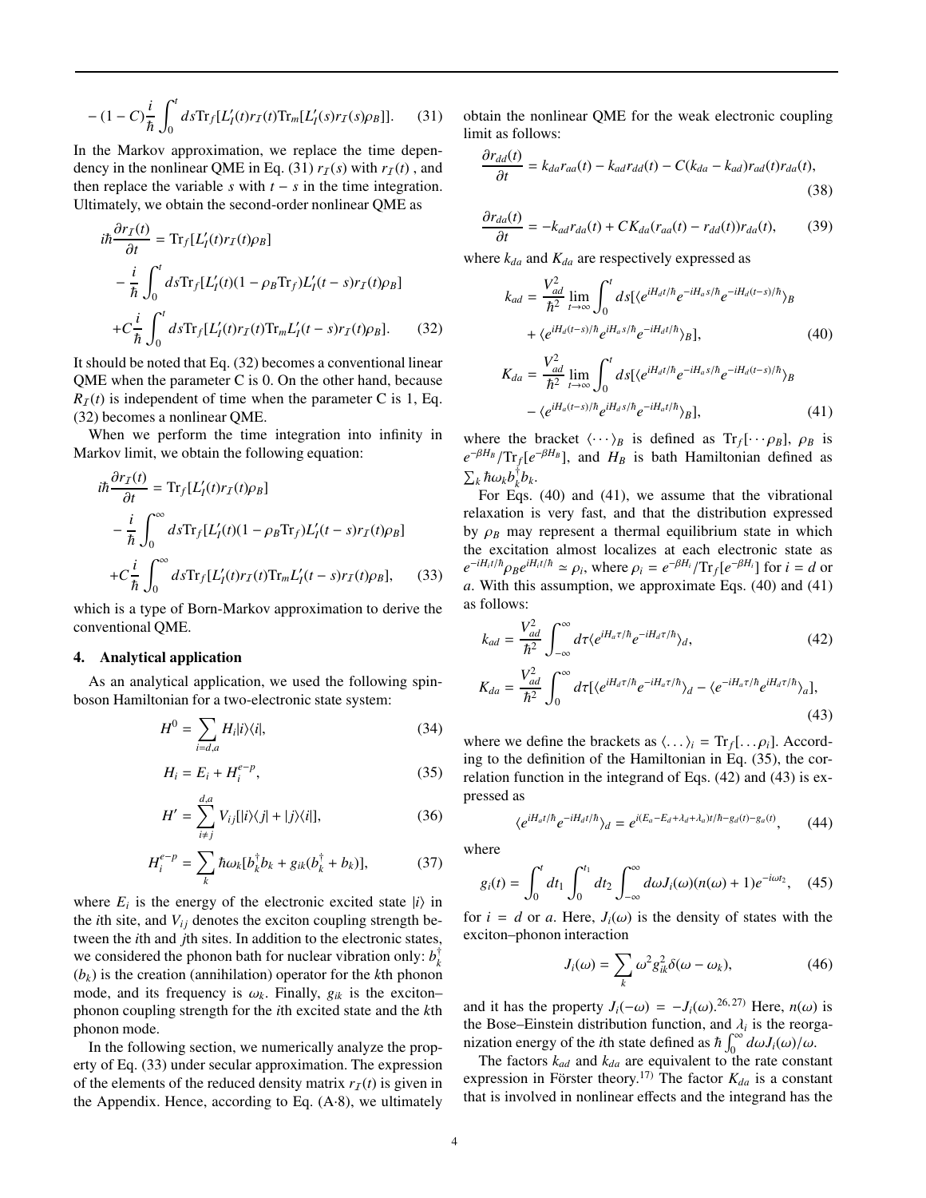$$-(1-C)\frac{i}{\hbar}\int_0^t ds \mathrm{Tr}_f[L'_I(t)r_I(t)\mathrm{Tr}_m[L'_I(s)r_I(s)\rho_B]]. \quad (31)$$

In the Markov approximation, we replace the time dependency in the nonlinear QME in Eq. (31) $r_I(s)$ with $r_I(t)$ , and then replace the variable $s$ with $t-s$ in the time integration. Ultimately, we obtain the second-order nonlinear QME as

$$\begin{aligned}
i\hbar\frac{\partial r_I(t)}{\partial t} &= \mathrm{Tr}_f[L'_I(t)r_I(t)\rho_B] \\
&-\frac{i}{\hbar}\int_0^t ds \mathrm{Tr}_f[L'_I(t)(1-\rho_B \mathrm{Tr}_f)L'_I(t-s)r_I(t)\rho_B] \\
&+C\frac{i}{\hbar}\int_0^t ds \mathrm{Tr}_f[L'_I(t)r_I(t)\mathrm{Tr}_m L'_I(t-s)r_I(t)\rho_B]. \quad (32)
\end{aligned}$$

It should be noted that Eq. (32) becomes a conventional linear QME when the parameter C is 0. On the other hand, because $R_I(t)$ is independent of time when the parameter C is 1, Eq. (32) becomes a nonlinear QME.

When we perform the time integration into infinity in Markov limit, we obtain the following equation:

$$\begin{aligned}
i\hbar\frac{\partial r_I(t)}{\partial t} &= \mathrm{Tr}_f[L'_I(t)r_I(t)\rho_B] \\
&-\frac{i}{\hbar}\int_0^\infty ds \mathrm{Tr}_f[L'_I(t)(1-\rho_B \mathrm{Tr}_f)L'_I(t-s)r_I(t)\rho_B] \\
&+C\frac{i}{\hbar}\int_0^\infty ds \mathrm{Tr}_f[L'_I(t)r_I(t)\mathrm{Tr}_m L'_I(t-s)r_I(t)\rho_B], \quad (33)
\end{aligned}$$

which is a type of Born-Markov approximation to derive the conventional QME.

## 4. Analytical application

As an analytical application, we used the following spin-boson Hamiltonian for a two-electronic state system:

$$H^0 = \sum_{i=d,a} H_i|i\rangle\langle i|, \quad (34)$$

$$H_i = E_i + H_i^{e-p}, \quad (35)$$

$$H' = \sum_{i\neq j}^{d,a} V_{ij}[|i\rangle\langle j| + |j\rangle\langle i|], \quad (36)$$

$$H_i^{e-p} = \sum_k \hbar\omega_k[b_k^\dagger b_k + g_{ik}(b_k^\dagger + b_k)], \quad (37)$$

where $E_i$ is the energy of the electronic excited state $|i\rangle$ in the $i$th site, and $V_{ij}$ denotes the exciton coupling strength between the $i$th and $j$th sites. In addition to the electronic states, we considered the phonon bath for nuclear vibration only: $b_k^\dagger$ ($b_k$) is the creation (annihilation) operator for the $k$th phonon mode, and its frequency is $\omega_k$. Finally, $g_{ik}$ is the exciton–phonon coupling strength for the $i$th excited state and the $k$th phonon mode.

In the following section, we numerically analyze the property of Eq. (33) under secular approximation. The expression of the elements of the reduced density matrix $r_I(t)$ is given in the Appendix. Hence, according to Eq. (A·8), we ultimately obtain the nonlinear QME for the weak electronic coupling limit as follows:

$$\frac{\partial r_{dd}(t)}{\partial t} = k_{da}r_{aa}(t) - k_{ad}r_{dd}(t) - C(k_{da}-k_{ad})r_{ad}(t)r_{da}(t), \quad (38)$$

$$\frac{\partial r_{da}(t)}{\partial t} = -k_{ad}r_{da}(t) + CK_{da}(r_{aa}(t)-r_{dd}(t))r_{da}(t), \quad (39)$$

where $k_{da}$ and $K_{da}$ are respectively expressed as

$$\begin{aligned}
k_{ad} &= \frac{V_{ad}^2}{\hbar^2}\lim_{t\to\infty}\int_0^t ds[\langle e^{iH_d t/\hbar}e^{-iH_a s/\hbar}e^{-iH_d(t-s)/\hbar}\rangle_B \\
&+ \langle e^{iH_d(t-s)/\hbar}e^{iH_a s/\hbar}e^{-iH_d t/\hbar}\rangle_B], \quad (40)
\end{aligned}$$

$$\begin{aligned}
K_{da} &= \frac{V_{ad}^2}{\hbar^2}\lim_{t\to\infty}\int_0^t ds[\langle e^{iH_d t/\hbar}e^{-iH_a s/\hbar}e^{-iH_d(t-s)/\hbar}\rangle_B \\
&- \langle e^{iH_a(t-s)/\hbar}e^{iH_d s/\hbar}e^{-iH_a t/\hbar}\rangle_B], \quad (41)
\end{aligned}$$

where the bracket $\langle\cdots\rangle_B$ is defined as $\mathrm{Tr}_f[\cdots\rho_B]$, $\rho_B$ is $e^{-\beta H_B}/\mathrm{Tr}_f[e^{-\beta H_B}]$, and $H_B$ is bath Hamiltonian defined as $\sum_k \hbar\omega_k b_k^\dagger b_k$.

For Eqs. (40) and (41), we assume that the vibrational relaxation is very fast, and that the distribution expressed by $\rho_B$ may represent a thermal equilibrium state in which the excitation almost localizes at each electronic state as $e^{-iH_i t/\hbar}\rho_B e^{iH_i t/\hbar} \simeq \rho_i$, where $\rho_i = e^{-\beta H_i}/\mathrm{Tr}_f[e^{-\beta H_i}]$ for $i=d$ or $a$. With this assumption, we approximate Eqs. (40) and (41) as follows:

$$k_{ad} = \frac{V_{ad}^2}{\hbar^2}\int_{-\infty}^{\infty} d\tau\langle e^{iH_a\tau/\hbar}e^{-iH_d\tau/\hbar}\rangle_d, \quad (42)$$

$$K_{da} = \frac{V_{ad}^2}{\hbar^2}\int_0^\infty d\tau[\langle e^{iH_d\tau/\hbar}e^{-iH_a\tau/\hbar}\rangle_d - \langle e^{-iH_a\tau/\hbar}e^{iH_d\tau/\hbar}\rangle_a], \quad (43)$$

where we define the brackets as $\langle\ldots\rangle_i = \mathrm{Tr}_f[\ldots\rho_i]$. According to the definition of the Hamiltonian in Eq. (35), the correlation function in the integrand of Eqs. (42) and (43) is expressed as

$$\langle e^{iH_a t/\hbar}e^{-iH_d t/\hbar}\rangle_d = e^{i(E_a-E_d+\lambda_d+\lambda_a)t/\hbar - g_d(t) - g_a(t)}, \quad (44)$$

where

$$g_i(t) = \int_0^t dt_1\int_0^{t_1} dt_2\int_{-\infty}^{\infty} d\omega J_i(\omega)(n(\omega)+1)e^{-i\omega t_2}, \quad (45)$$

for $i=d$ or $a$. Here, $J_i(\omega)$ is the density of states with the exciton–phonon interaction

$$J_i(\omega) = \sum_k \omega^2 g_{ik}^2\delta(\omega-\omega_k), \quad (46)$$

and it has the property $J_i(-\omega) = -J_i(\omega)$.[26,27] Here, $n(\omega)$ is the Bose–Einstein distribution function, and $\lambda_i$ is the reorganization energy of the $i$th state defined as $\hbar\int_0^\infty d\omega J_i(\omega)/\omega$.

The factors $k_{ad}$ and $k_{da}$ are equivalent to the rate constant expression in Förster theory.[17] The factor $K_{da}$ is a constant that is involved in nonlinear effects and the integrand has the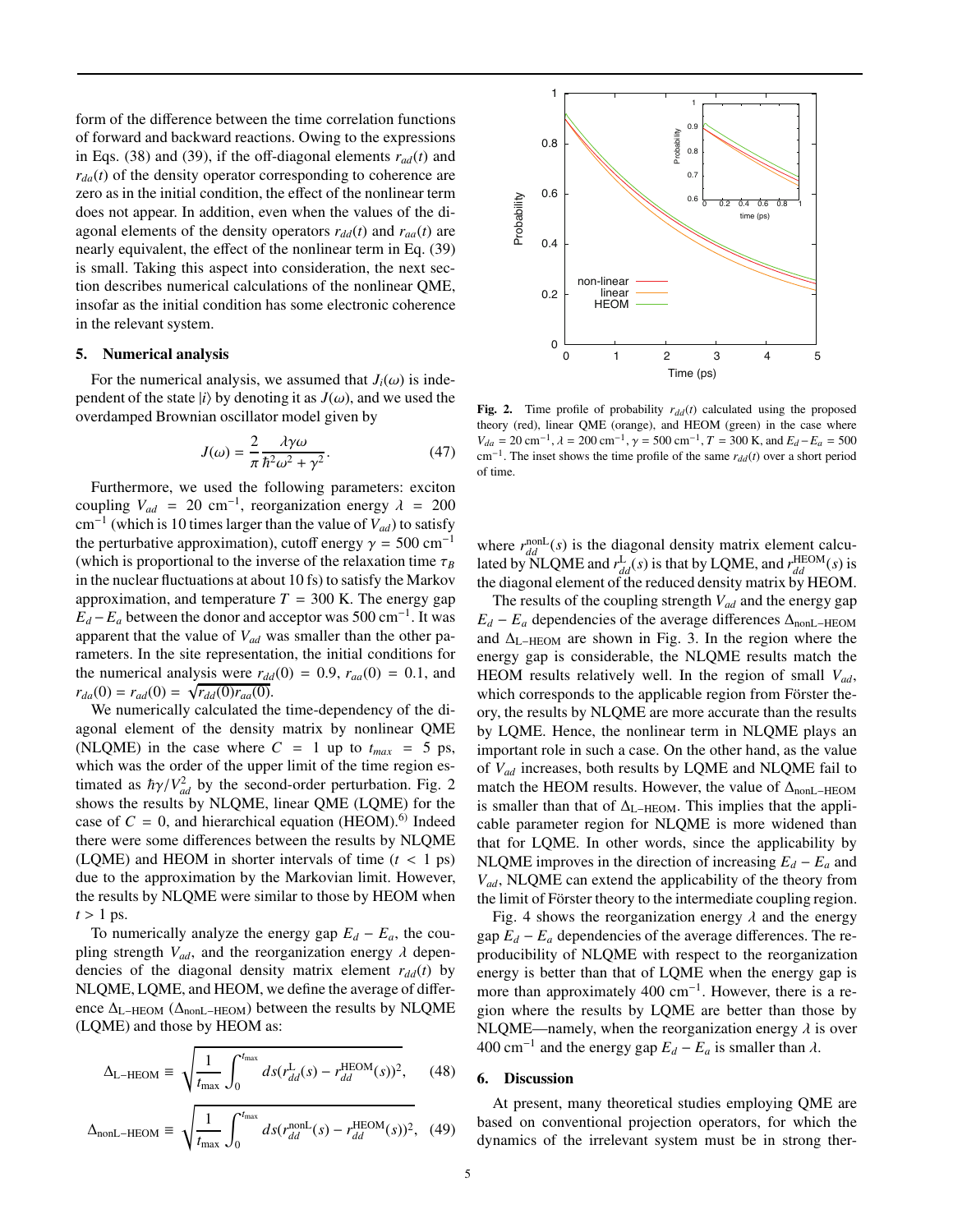form of the difference between the time correlation functions of forward and backward reactions. Owing to the expressions in Eqs. (38) and (39), if the off-diagonal elements $r_{ad}(t)$ and $r_{da}(t)$ of the density operator corresponding to coherence are zero as in the initial condition, the effect of the nonlinear term does not appear. In addition, even when the values of the diagonal elements of the density operators $r_{dd}(t)$ and $r_{aa}(t)$ are nearly equivalent, the effect of the nonlinear term in Eq. (39) is small. Taking this aspect into consideration, the next section describes numerical calculations of the nonlinear QME, insofar as the initial condition has some electronic coherence in the relevant system.

## 5. Numerical analysis

For the numerical analysis, we assumed that $J_i(\omega)$ is independent of the state $|i\rangle$ by denoting it as $J(\omega)$, and we used the overdamped Brownian oscillator model given by

$$J(\omega) = \frac{2}{\pi}\frac{\lambda\gamma\omega}{\hbar^2\omega^2 + \gamma^2}. \tag{47}$$

Furthermore, we used the following parameters: exciton coupling $V_{ad} = 20$ cm$^{-1}$, reorganization energy $\lambda = 200$ cm$^{-1}$ (which is 10 times larger than the value of $V_{ad}$) to satisfy the perturbative approximation), cutoff energy $\gamma = 500$ cm$^{-1}$ (which is proportional to the inverse of the relaxation time $\tau_B$ in the nuclear fluctuations at about 10 fs) to satisfy the Markov approximation, and temperature $T = 300$ K. The energy gap $E_d - E_a$ between the donor and acceptor was 500 cm$^{-1}$. It was apparent that the value of $V_{ad}$ was smaller than the other parameters. In the site representation, the initial conditions for the numerical analysis were $r_{dd}(0) = 0.9$, $r_{aa}(0) = 0.1$, and $r_{da}(0) = r_{ad}(0) = \sqrt{r_{dd}(0)r_{aa}(0)}$.

We numerically calculated the time-dependency of the diagonal element of the density matrix by nonlinear QME (NLQME) in the case where $C = 1$ up to $t_{max} = 5$ ps, which was the order of the upper limit of the time region estimated as $\hbar\gamma/V_{ad}^2$ by the second-order perturbation. Fig. 2 shows the results by NLQME, linear QME (LQME) for the case of $C = 0$, and hierarchical equation (HEOM).[6] Indeed there were some differences between the results by NLQME (LQME) and HEOM in shorter intervals of time ($t < 1$ ps) due to the approximation by the Markovian limit. However, the results by NLQME were similar to those by HEOM when $t > 1$ ps.

To numerically analyze the energy gap $E_d - E_a$, the coupling strength $V_{ad}$, and the reorganization energy $\lambda$ dependencies of the diagonal density matrix element $r_{dd}(t)$ by NLQME, LQME, and HEOM, we define the average of difference $\Delta_{\mathrm{L-HEOM}}$ ($\Delta_{\mathrm{nonL-HEOM}}$) between the results by NLQME (LQME) and those by HEOM as:

$$\Delta_{\mathrm{L-HEOM}} \equiv \sqrt{\frac{1}{t_{\max}}\int_0^{t_{\max}} ds(r_{dd}^{\mathrm{L}}(s) - r_{dd}^{\mathrm{HEOM}}(s))^2}, \tag{48}$$

$$\Delta_{\mathrm{nonL-HEOM}} \equiv \sqrt{\frac{1}{t_{\max}}\int_0^{t_{\max}} ds(r_{dd}^{\mathrm{nonL}}(s) - r_{dd}^{\mathrm{HEOM}}(s))^2}, \tag{49}$$

**Fig. 2.** Time profile of probability $r_{dd}(t)$ calculated using the proposed theory (red), linear QME (orange), and HEOM (green) in the case where $V_{da} = 20$ cm$^{-1}$, $\lambda = 200$ cm$^{-1}$, $\gamma = 500$ cm$^{-1}$, $T = 300$ K, and $E_d - E_a = 500$ cm$^{-1}$. The inset shows the time profile of the same $r_{dd}(t)$ over a short period of time.

where $r_{dd}^{\mathrm{nonL}}(s)$ is the diagonal density matrix element calculated by NLQME and $r_{dd}^{\mathrm{L}}(s)$ is that by LQME, and $r_{dd}^{\mathrm{HEOM}}(s)$ is the diagonal element of the reduced density matrix by HEOM.

The results of the coupling strength $V_{ad}$ and the energy gap $E_d - E_a$ dependencies of the average differences $\Delta_{\mathrm{nonL-HEOM}}$ and $\Delta_{\mathrm{L-HEOM}}$ are shown in Fig. 3. In the region where the energy gap is considerable, the NLQME results match the HEOM results relatively well. In the region of small $V_{ad}$, which corresponds to the applicable region from Förster theory, the results by NLQME are more accurate than the results by LQME. Hence, the nonlinear term in NLQME plays an important role in such a case. On the other hand, as the value of $V_{ad}$ increases, both results by LQME and NLQME fail to match the HEOM results. However, the value of $\Delta_{\mathrm{nonL-HEOM}}$ is smaller than that of $\Delta_{\mathrm{L-HEOM}}$. This implies that the applicable parameter region for NLQME is more widened than that for LQME. In other words, since the applicability by NLQME improves in the direction of increasing $E_d - E_a$ and $V_{ad}$, NLQME can extend the applicability of the theory from the limit of Förster theory to the intermediate coupling region.

Fig. 4 shows the reorganization energy $\lambda$ and the energy gap $E_d - E_a$ dependencies of the average differences. The reproducibility of NLQME with respect to the reorganization energy is better than that of LQME when the energy gap is more than approximately 400 cm$^{-1}$. However, there is a region where the results by LQME are better than those by NLQME—namely, when the reorganization energy $\lambda$ is over 400 cm$^{-1}$ and the energy gap $E_d - E_a$ is smaller than $\lambda$.

## 6. Discussion

At present, many theoretical studies employing QME are based on conventional projection operators, for which the dynamics of the irrelevant system must be in strong ther-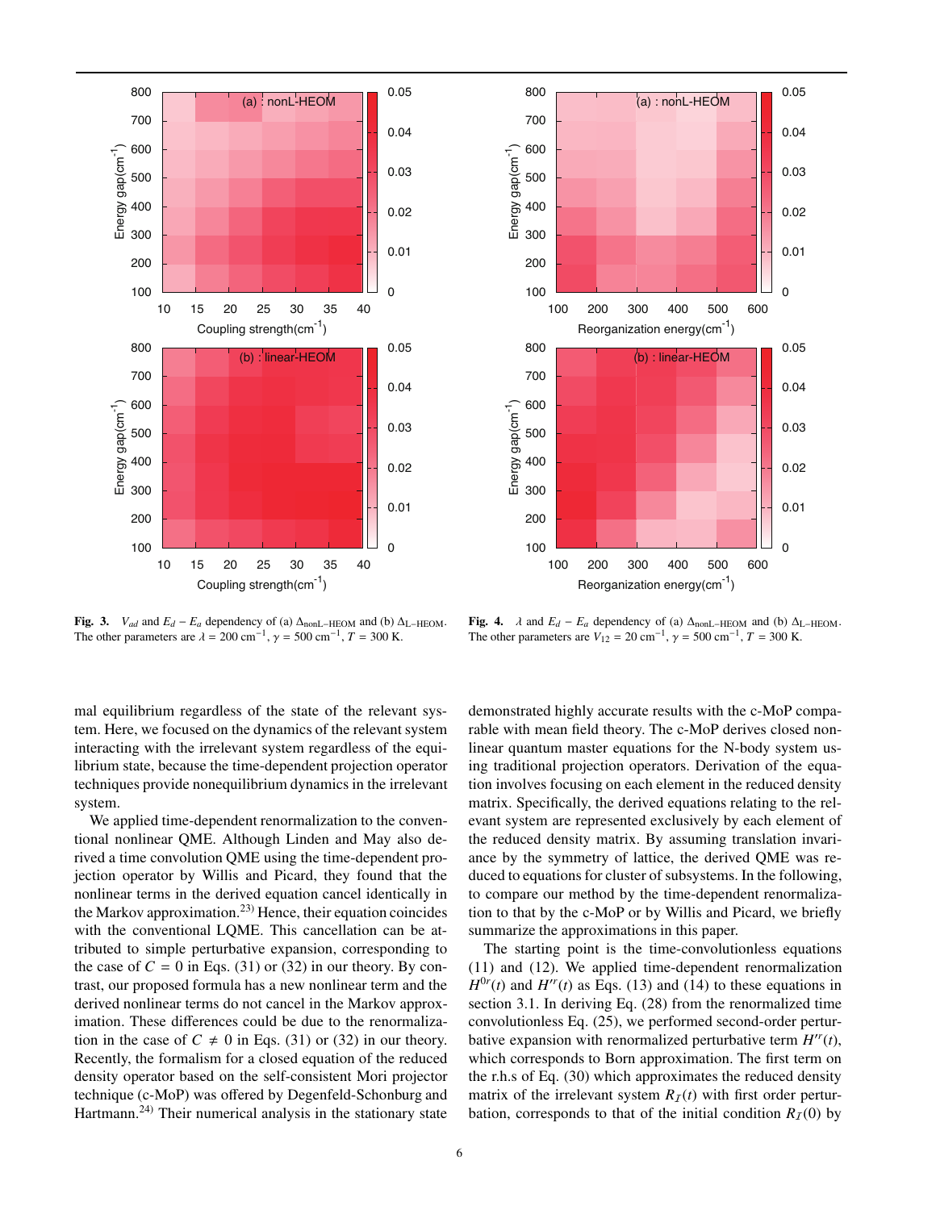**Fig. 3.** $V_{ad}$ and $E_d - E_a$ dependency of (a) $\Delta_{\rm nonL-HEOM}$ and (b) $\Delta_{\rm L-HEOM}$. The other parameters are $\lambda = 200$ cm$^{-1}$, $\gamma = 500$ cm$^{-1}$, $T = 300$ K.

**Fig. 4.** $\lambda$ and $E_d - E_a$ dependency of (a) $\Delta_{\rm nonL-HEOM}$ and (b) $\Delta_{\rm L-HEOM}$. The other parameters are $V_{12} = 20$ cm$^{-1}$, $\gamma = 500$ cm$^{-1}$, $T = 300$ K.

mal equilibrium regardless of the state of the relevant system. Here, we focused on the dynamics of the relevant system interacting with the irrelevant system regardless of the equilibrium state, because the time-dependent projection operator techniques provide nonequilibrium dynamics in the irrelevant system.

We applied time-dependent renormalization to the conventional nonlinear QME. Although Linden and May also derived a time convolution QME using the time-dependent projection operator by Willis and Picard, they found that the nonlinear terms in the derived equation cancel identically in the Markov approximation.[23] Hence, their equation coincides with the conventional LQME. This cancellation can be attributed to simple perturbative expansion, corresponding to the case of $C = 0$ in Eqs. (31) or (32) in our theory. By contrast, our proposed formula has a new nonlinear term and the derived nonlinear terms do not cancel in the Markov approximation. These differences could be due to the renormalization in the case of $C \neq 0$ in Eqs. (31) or (32) in our theory. Recently, the formalism for a closed equation of the reduced density operator based on the self-consistent Mori projector technique (c-MoP) was offered by Degenfeld-Schonburg and Hartmann.[24] Their numerical analysis in the stationary state demonstrated highly accurate results with the c-MoP comparable with mean field theory. The c-MoP derives closed nonlinear quantum master equations for the N-body system using traditional projection operators. Derivation of the equation involves focusing on each element in the reduced density matrix. Specifically, the derived equations relating to the relevant system are represented exclusively by each element of the reduced density matrix. By assuming translation invariance by the symmetry of lattice, the derived QME was reduced to equations for cluster of subsystems. In the following, to compare our method by the time-dependent renormalization to that by the c-MoP or by Willis and Picard, we briefly summarize the approximations in this paper.

The starting point is the time-convolutionless equations (11) and (12). We applied time-dependent renormalization $H^{0r}(t)$ and $H'^{r}(t)$ as Eqs. (13) and (14) to these equations in section 3.1. In deriving Eq. (28) from the renormalized time convolutionless Eq. (25), we performed second-order perturbative expansion with renormalized perturbative term $H'^{r}(t)$, which corresponds to Born approximation. The first term on the r.h.s of Eq. (30) which approximates the reduced density matrix of the irrelevant system $R_{\mathcal{I}}(t)$ with first order perturbation, corresponds to that of the initial condition $R_{\mathcal{I}}(0)$ by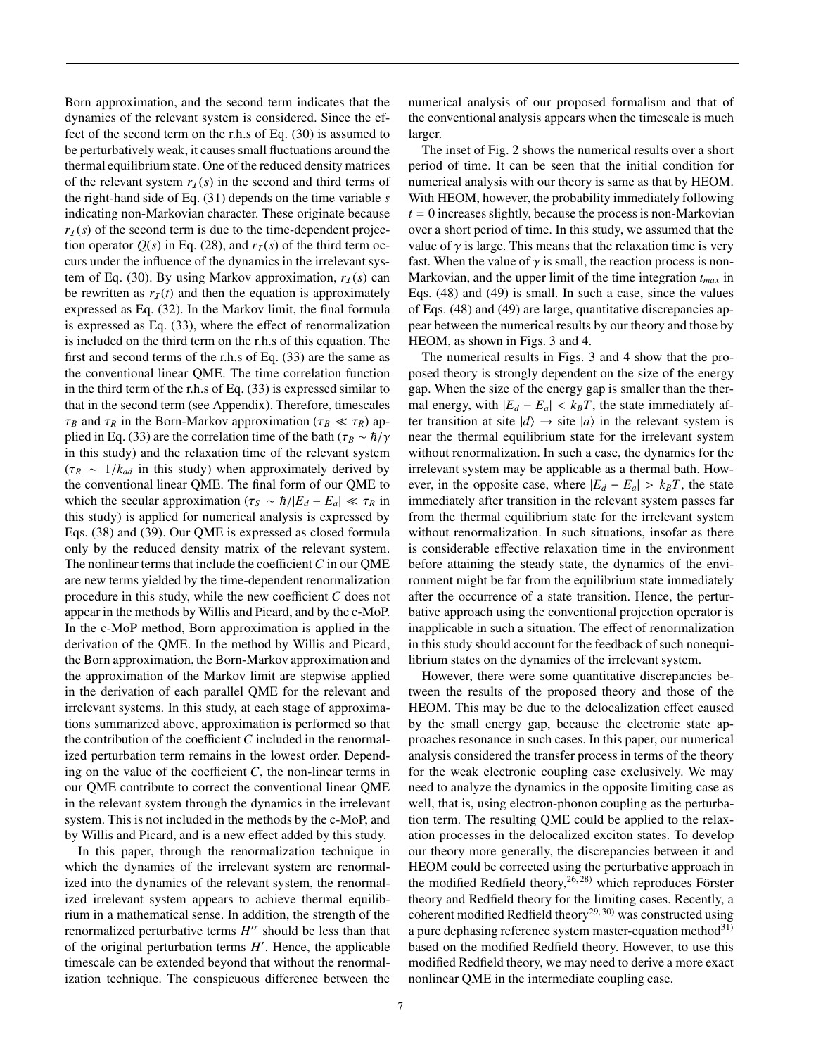Born approximation, and the second term indicates that the dynamics of the relevant system is considered. Since the effect of the second term on the r.h.s of Eq. (30) is assumed to be perturbatively weak, it causes small fluctuations around the thermal equilibrium state. One of the reduced density matrices of the relevant system $r_{\mathcal{I}}(s)$ in the second and third terms of the right-hand side of Eq. (31) depends on the time variable $s$ indicating non-Markovian character. These originate because $r_{\mathcal{I}}(s)$ of the second term is due to the time-dependent projection operator $Q(s)$ in Eq. (28), and $r_{\mathcal{I}}(s)$ of the third term occurs under the influence of the dynamics in the irrelevant system of Eq. (30). By using Markov approximation, $r_{\mathcal{I}}(s)$ can be rewritten as $r_{\mathcal{I}}(t)$ and then the equation is approximately expressed as Eq. (32). In the Markov limit, the final formula is expressed as Eq. (33), where the effect of renormalization is included on the third term on the r.h.s of this equation. The first and second terms of the r.h.s of Eq. (33) are the same as the conventional linear QME. The time correlation function in the third term of the r.h.s of Eq. (33) is expressed similar to that in the second term (see Appendix). Therefore, timescales $\tau_B$ and $\tau_R$ in the Born-Markov approximation ($\tau_B \ll \tau_R$) applied in Eq. (33) are the correlation time of the bath ($\tau_B \sim \hbar/\gamma$ in this study) and the relaxation time of the relevant system ($\tau_R \sim 1/k_{ad}$ in this study) when approximately derived by the conventional linear QME. The final form of our QME to which the secular approximation ($\tau_S \sim \hbar/|E_d - E_a| \ll \tau_R$ in this study) is applied for numerical analysis is expressed by Eqs. (38) and (39). Our QME is expressed as closed formula only by the reduced density matrix of the relevant system. The nonlinear terms that include the coefficient $C$ in our QME are new terms yielded by the time-dependent renormalization procedure in this study, while the new coefficient $C$ does not appear in the methods by Willis and Picard, and by the c-MoP. In the c-MoP method, Born approximation is applied in the derivation of the QME. In the method by Willis and Picard, the Born approximation, the Born-Markov approximation and the approximation of the Markov limit are stepwise applied in the derivation of each parallel QME for the relevant and irrelevant systems. In this study, at each stage of approximations summarized above, approximation is performed so that the contribution of the coefficient $C$ included in the renormalized perturbation term remains in the lowest order. Depending on the value of the coefficient $C$, the non-linear terms in our QME contribute to correct the conventional linear QME in the relevant system through the dynamics in the irrelevant system. This is not included in the methods by the c-MoP, and by Willis and Picard, and is a new effect added by this study.

In this paper, through the renormalization technique in which the dynamics of the irrelevant system are renormalized into the dynamics of the relevant system, the renormalized irrelevant system appears to achieve thermal equilibrium in a mathematical sense. In addition, the strength of the renormalized perturbative terms $H''$ should be less than that of the original perturbation terms $H'$. Hence, the applicable timescale can be extended beyond that without the renormalization technique. The conspicuous difference between the numerical analysis of our proposed formalism and that of the conventional analysis appears when the timescale is much larger.

The inset of Fig. 2 shows the numerical results over a short period of time. It can be seen that the initial condition for numerical analysis with our theory is same as that by HEOM. With HEOM, however, the probability immediately following $t = 0$ increases slightly, because the process is non-Markovian over a short period of time. In this study, we assumed that the value of $\gamma$ is large. This means that the relaxation time is very fast. When the value of $\gamma$ is small, the reaction process is non-Markovian, and the upper limit of the time integration $t_{max}$ in Eqs. (48) and (49) is small. In such a case, since the values of Eqs. (48) and (49) are large, quantitative discrepancies appear between the numerical results by our theory and those by HEOM, as shown in Figs. 3 and 4.

The numerical results in Figs. 3 and 4 show that the proposed theory is strongly dependent on the size of the energy gap. When the size of the energy gap is smaller than the thermal energy, with $|E_d - E_a| < k_BT$, the state immediately after transition at site $|d\rangle \rightarrow$ site $|a\rangle$ in the relevant system is near the thermal equilibrium state for the irrelevant system without renormalization. In such a case, the dynamics for the irrelevant system may be applicable as a thermal bath. However, in the opposite case, where $|E_d - E_a| > k_BT$, the state immediately after transition in the relevant system passes far from the thermal equilibrium state for the irrelevant system without renormalization. In such situations, insofar as there is considerable effective relaxation time in the environment before attaining the steady state, the dynamics of the environment might be far from the equilibrium state immediately after the occurrence of a state transition. Hence, the perturbative approach using the conventional projection operator is inapplicable in such a situation. The effect of renormalization in this study should account for the feedback of such nonequilibrium states on the dynamics of the irrelevant system.

However, there were some quantitative discrepancies between the results of the proposed theory and those of the HEOM. This may be due to the delocalization effect caused by the small energy gap, because the electronic state approaches resonance in such cases. In this paper, our numerical analysis considered the transfer process in terms of the theory for the weak electronic coupling case exclusively. We may need to analyze the dynamics in the opposite limiting case as well, that is, using electron-phonon coupling as the perturbation term. The resulting QME could be applied to the relaxation processes in the delocalized exciton states. To develop our theory more generally, the discrepancies between it and HEOM could be corrected using the perturbative approach in the modified Redfield theory,[26,28] which reproduces Förster theory and Redfield theory for the limiting cases. Recently, a coherent modified Redfield theory[29,30] was constructed using a pure dephasing reference system master-equation method[31] based on the modified Redfield theory. However, to use this modified Redfield theory, we may need to derive a more exact nonlinear QME in the intermediate coupling case.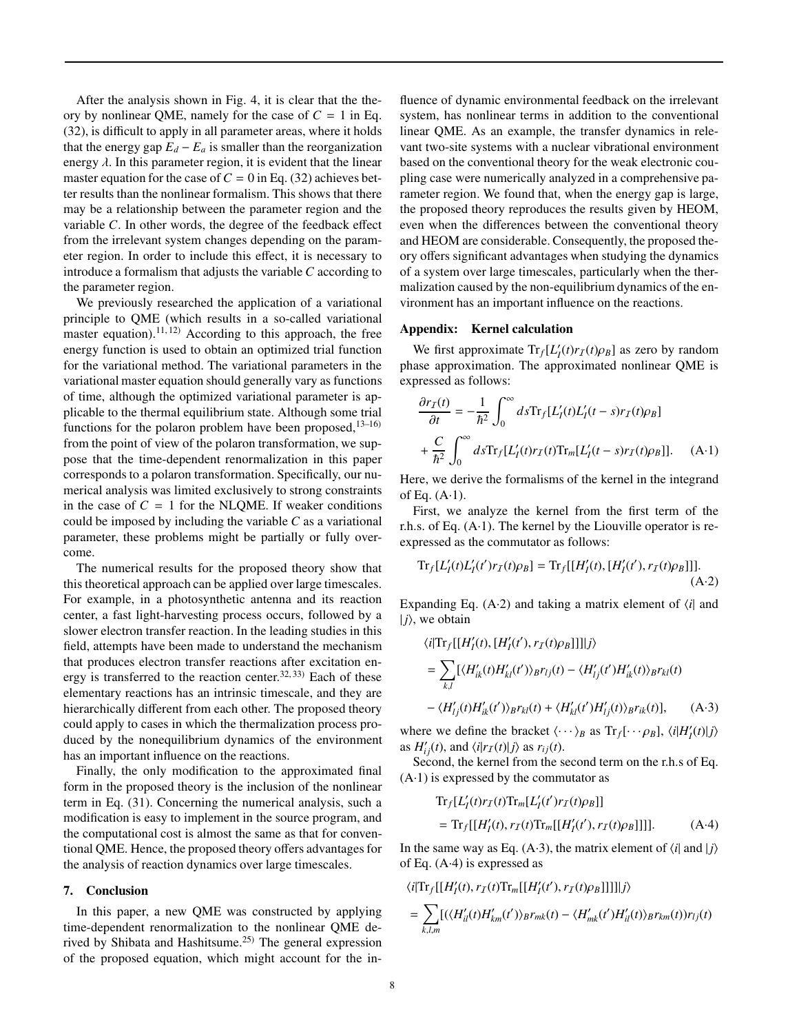After the analysis shown in Fig. 4, it is clear that the theory by nonlinear QME, namely for the case of $C = 1$ in Eq. (32), is difficult to apply in all parameter areas, where it holds that the energy gap $E_d - E_a$ is smaller than the reorganization energy $\lambda$. In this parameter region, it is evident that the linear master equation for the case of $C = 0$ in Eq. (32) achieves better results than the nonlinear formalism. This shows that there may be a relationship between the parameter region and the variable $C$. In other words, the degree of the feedback effect from the irrelevant system changes depending on the parameter region. In order to include this effect, it is necessary to introduce a formalism that adjusts the variable $C$ according to the parameter region.

We previously researched the application of a variational principle to QME (which results in a so-called variational master equation).[11,12] According to this approach, the free energy function is used to obtain an optimized trial function for the variational method. The variational parameters in the variational master equation should generally vary as functions of time, although the optimized variational parameter is applicable to the thermal equilibrium state. Although some trial functions for the polaron problem have been proposed,[13–16] from the point of view of the polaron transformation, we suppose that the time-dependent renormalization in this paper corresponds to a polaron transformation. Specifically, our numerical analysis was limited exclusively to strong constraints in the case of $C = 1$ for the NLQME. If weaker conditions could be imposed by including the variable $C$ as a variational parameter, these problems might be partially or fully overcome.

The numerical results for the proposed theory show that this theoretical approach can be applied over larger timescales. For example, in a photosynthetic antenna and its reaction center, a fast light-harvesting process occurs, followed by a slower electron transfer reaction. In the leading studies in this field, attempts have been made to understand the mechanism that produces electron transfer reactions after excitation energy is transferred to the reaction center.[32,33] Each of these elementary reactions has an intrinsic timescale, and they are hierarchically different from each other. The proposed theory could apply to cases in which the thermalization process produced by the nonequilibrium dynamics of the environment has an important influence on the reactions.

Finally, the only modification to the approximated final form in the proposed theory is the inclusion of the nonlinear term in Eq. (31). Concerning the numerical analysis, such a modification is easy to implement in the source program, and the computational cost is almost the same as that for conventional QME. Hence, the proposed theory offers advantages for the analysis of reaction dynamics over large timescales.

## 7. Conclusion

In this paper, a new QME was constructed by applying time-dependent renormalization to the nonlinear QME derived by Shibata and Hashitsume.[25] The general expression of the proposed equation, which might account for the influence of dynamic environmental feedback on the irrelevant system, has nonlinear terms in addition to the conventional linear QME. As an example, the transfer dynamics in relevant two-site systems with a nuclear vibrational environment based on the conventional theory for the weak electronic coupling case were numerically analyzed in a comprehensive parameter region. We found that, when the energy gap is large, the proposed theory reproduces the results given by HEOM, even when the differences between the conventional theory and HEOM are considerable. Consequently, the proposed theory offers significant advantages when studying the dynamics of a system over large timescales, particularly when the thermalization caused by the non-equilibrium dynamics of the environment has an important influence on the reactions.

## Appendix: Kernel calculation

We first approximate $\mathrm{Tr}_f[L'_I(t) r_{\mathcal{I}}(t)\rho_B]$ as zero by random phase approximation. The approximated nonlinear QME is expressed as follows:

$$\frac{\partial r_{\mathcal{I}}(t)}{\partial t} = -\frac{1}{\hbar^2}\int_0^\infty ds \mathrm{Tr}_f[L'_I(t)L'_I(t-s) r_{\mathcal{I}}(t)\rho_B] + \frac{C}{\hbar^2}\int_0^\infty ds \mathrm{Tr}_f[L'_I(t) r_{\mathcal{I}}(t) \mathrm{Tr}_m[L'_I(t-s) r_{\mathcal{I}}(t)\rho_B]]. \quad (\mathrm{A{\cdot}1})$$

Here, we derive the formalisms of the kernel in the integrand of Eq. (A·1).

First, we analyze the kernel from the first term of the r.h.s. of Eq. (A·1). The kernel by the Liouville operator is re-expressed as the commutator as follows:

$$\mathrm{Tr}_f[L'_I(t)L'_I(t') r_{\mathcal{I}}(t)\rho_B] = \mathrm{Tr}_f[[H'_I(t),[H'_I(t'), r_{\mathcal{I}}(t)\rho_B]]]. \quad (\mathrm{A{\cdot}2})$$

Expanding Eq. (A·2) and taking a matrix element of $\langle i|$ and $|j\rangle$, we obtain

$$\begin{aligned}
&\langle i|\mathrm{Tr}_f[[H'_I(t),[H'_I(t'), r_{\mathcal{I}}(t)\rho_B]]]|j\rangle \\
&= \sum_{k,l}[\langle H'_{ik}(t)H'_{kl}(t')\rangle_B r_{lj}(t) - \langle H'_{lj}(t')H'_{ik}(t)\rangle_B r_{kl}(t) \\
&\quad - \langle H'_{lj}(t)H'_{ik}(t')\rangle_B r_{kl}(t) + \langle H'_{kl}(t')H'_{lj}(t)\rangle_B r_{ik}(t)],
\end{aligned} \quad (\mathrm{A{\cdot}3})$$

where we define the bracket $\langle\cdots\rangle_B$ as $\mathrm{Tr}_f[\cdots\rho_B]$, $\langle i|H'_I(t)|j\rangle$ as $H'_{ij}(t)$, and $\langle i|r_{\mathcal{I}}(t)|j\rangle$ as $r_{ij}(t)$.

Second, the kernel from the second term on the r.h.s of Eq. (A·1) is expressed by the commutator as

$$\begin{aligned}
&\mathrm{Tr}_f[L'_I(t) r_{\mathcal{I}}(t)\mathrm{Tr}_m[L'_I(t') r_{\mathcal{I}}(t)\rho_B]] \\
&= \mathrm{Tr}_f[[H'_I(t), r_{\mathcal{I}}(t)\mathrm{Tr}_m[[H'_I(t'), r_{\mathcal{I}}(t)\rho_B]]]].
\end{aligned} \quad (\mathrm{A{\cdot}4})$$

In the same way as Eq. (A·3), the matrix element of $\langle i|$ and $|j\rangle$ of Eq. (A·4) is expressed as

$$\begin{aligned}
&\langle i|\mathrm{Tr}_f[[H'_I(t), r_{\mathcal{I}}(t)\mathrm{Tr}_m[[H'_I(t'), r_{\mathcal{I}}(t)\rho_B]]]]|j\rangle \\
&= \sum_{k,l,m}[(\langle H'_{il}(t)H'_{km}(t')\rangle_B r_{mk}(t) - \langle H'_{mk}(t')H'_{il}(t)\rangle_B r_{km}(t)) r_{lj}(t)
\end{aligned}$$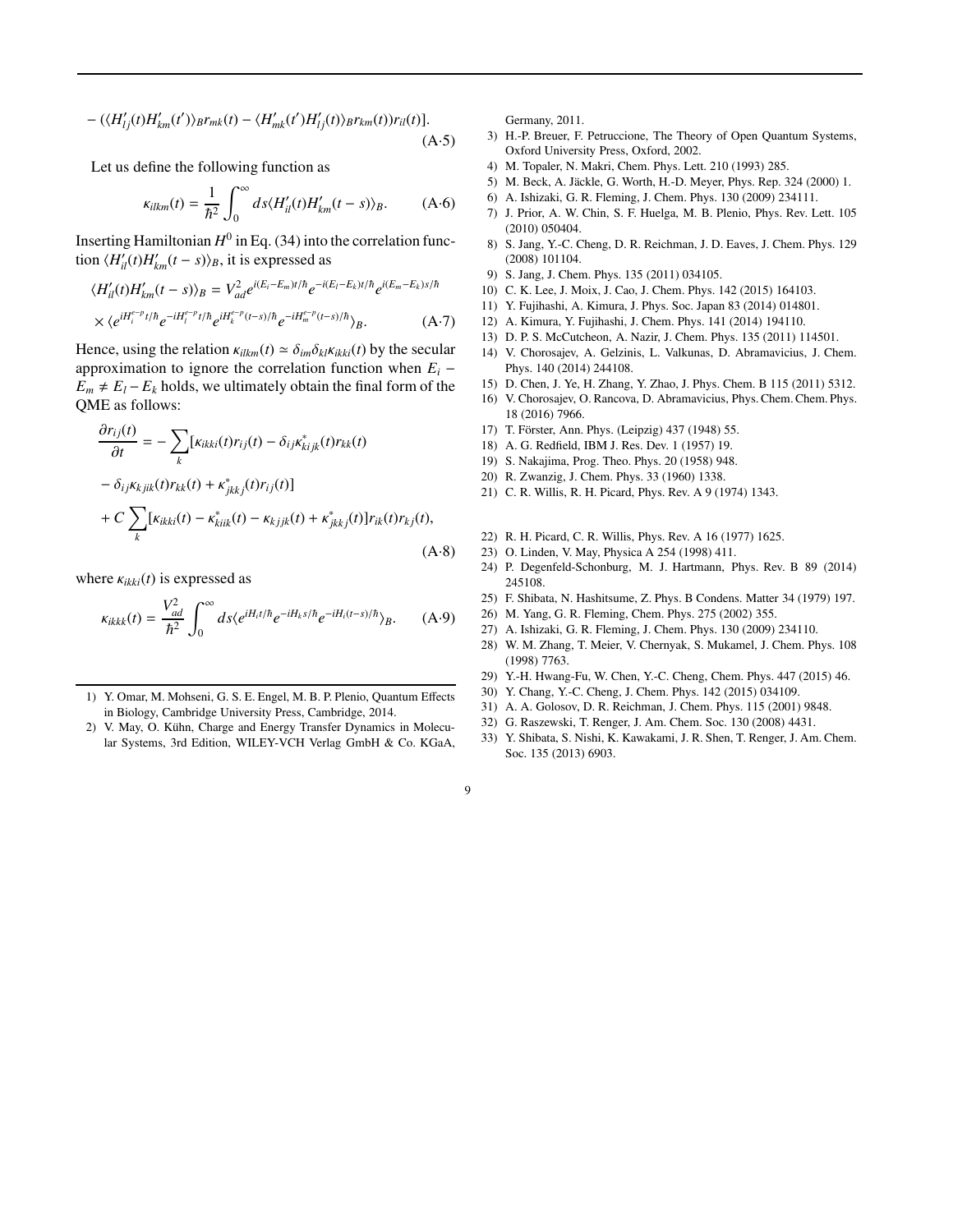$$- (\langle H'_{lj}(t) H'_{km}(t') \rangle_B r_{mk}(t) - \langle H'_{mk}(t') H'_{lj}(t) \rangle_B r_{km}(t)) r_{il}(t)]. \tag{A·5}$$

Let us define the following function as

$$\kappa_{ilkm}(t) = \frac{1}{\hbar^2} \int_0^\infty ds \langle H'_{il}(t) H'_{km}(t-s) \rangle_B. \tag{A·6}$$

Inserting Hamiltonian $H^0$ in Eq. (34) into the correlation function $\langle H'_{il}(t) H'_{km}(t-s) \rangle_B$, it is expressed as

$$\langle H'_{il}(t) H'_{km}(t-s) \rangle_B = V_{ad}^2 e^{i(E_i - E_m)t/\hbar} e^{-i(E_l - E_k)t/\hbar} e^{i(E_m - E_k)s/\hbar}$$
$$\times \langle e^{iH_i^{e-p} t/\hbar} e^{-iH_l^{e-p} t/\hbar} e^{iH_k^{e-p}(t-s)/\hbar} e^{-iH_m^{e-p}(t-s)/\hbar} \rangle_B. \tag{A·7}$$

Hence, using the relation $\kappa_{ilkm}(t) \simeq \delta_{im}\delta_{kl}\kappa_{ikki}(t)$ by the secular approximation to ignore the correlation function when $E_i - E_m \neq E_l - E_k$ holds, we ultimately obtain the final form of the QME as follows:

$$\frac{\partial r_{ij}(t)}{\partial t} = - \sum_k [\kappa_{ikki}(t) r_{ij}(t) - \delta_{ij} \kappa^*_{kijk}(t) r_{kk}(t)$$
$$- \delta_{ij} \kappa_{kjik}(t) r_{kk}(t) + \kappa^*_{jkkj}(t) r_{ij}(t)]$$
$$+ C \sum_k [\kappa_{ikki}(t) - \kappa^*_{kiik}(t) - \kappa_{kjjk}(t) + \kappa^*_{jkkj}(t)] r_{ik}(t) r_{kj}(t), \tag{A·8}$$

where $\kappa_{ikki}(t)$ is expressed as

$$\kappa_{ikkk}(t) = \frac{V_{ad}^2}{\hbar^2} \int_0^\infty ds \langle e^{iH_i t/\hbar} e^{-iH_k s/\hbar} e^{-iH_i(t-s)/\hbar} \rangle_B. \tag{A·9}$$

1) Y. Omar, M. Mohseni, G. S. E. Engel, M. B. P. Plenio, Quantum Effects in Biology, Cambridge University Press, Cambridge, 2014.
2) V. May, O. Kühn, Charge and Energy Transfer Dynamics in Molecular Systems, 3rd Edition, WILEY-VCH Verlag GmbH & Co. KGaA, Germany, 2011.
3) H.-P. Breuer, F. Petruccione, The Theory of Open Quantum Systems, Oxford University Press, Oxford, 2002.
4) M. Topaler, N. Makri, Chem. Phys. Lett. 210 (1993) 285.
5) M. Beck, A. Jäckle, G. Worth, H.-D. Meyer, Phys. Rep. 324 (2000) 1.
6) A. Ishizaki, G. R. Fleming, J. Chem. Phys. 130 (2009) 234111.
7) J. Prior, A. W. Chin, S. F. Huelga, M. B. Plenio, Phys. Rev. Lett. 105 (2010) 050404.
8) S. Jang, Y.-C. Cheng, D. R. Reichman, J. D. Eaves, J. Chem. Phys. 129 (2008) 101104.
9) S. Jang, J. Chem. Phys. 135 (2011) 034105.
10) C. K. Lee, J. Moix, J. Cao, J. Chem. Phys. 142 (2015) 164103.
11) Y. Fujihashi, A. Kimura, J. Phys. Soc. Japan 83 (2014) 014801.
12) A. Kimura, Y. Fujihashi, J. Chem. Phys. 141 (2014) 194110.
13) D. P. S. McCutcheon, A. Nazir, J. Chem. Phys. 135 (2011) 114501.
14) V. Chorosajev, A. Gelzinis, L. Valkunas, D. Abramavicius, J. Chem. Phys. 140 (2014) 244108.
15) D. Chen, J. Ye, H. Zhang, Y. Zhao, J. Phys. Chem. B 115 (2011) 5312.
16) V. Chorosajev, O. Rancova, D. Abramavicius, Phys. Chem. Chem. Phys. 18 (2016) 7966.
17) T. Förster, Ann. Phys. (Leipzig) 437 (1948) 55.
18) A. G. Redfield, IBM J. Res. Dev. 1 (1957) 19.
19) S. Nakajima, Prog. Theo. Phys. 20 (1958) 948.
20) R. Zwanzig, J. Chem. Phys. 33 (1960) 1338.
21) C. R. Willis, R. H. Picard, Phys. Rev. A 9 (1974) 1343.
22) R. H. Picard, C. R. Willis, Phys. Rev. A 16 (1977) 1625.
23) O. Linden, V. May, Physica A 254 (1998) 411.
24) P. Degenfeld-Schonburg, M. J. Hartmann, Phys. Rev. B 89 (2014) 245108.
25) F. Shibata, N. Hashitsume, Z. Phys. B Condens. Matter 34 (1979) 197.
26) M. Yang, G. R. Fleming, Chem. Phys. 275 (2002) 355.
27) A. Ishizaki, G. R. Fleming, J. Chem. Phys. 130 (2009) 234110.
28) W. M. Zhang, T. Meier, V. Chernyak, S. Mukamel, J. Chem. Phys. 108 (1998) 7763.
29) Y.-H. Hwang-Fu, W. Chen, Y.-C. Cheng, Chem. Phys. 447 (2015) 46.
30) Y. Chang, Y.-C. Cheng, J. Chem. Phys. 142 (2015) 034109.
31) A. A. Golosov, D. R. Reichman, J. Chem. Phys. 115 (2001) 9848.
32) G. Raszewski, T. Renger, J. Am. Chem. Soc. 130 (2008) 4431.
33) Y. Shibata, S. Nishi, K. Kawakami, J. R. Shen, T. Renger, J. Am. Chem. Soc. 135 (2013) 6903.